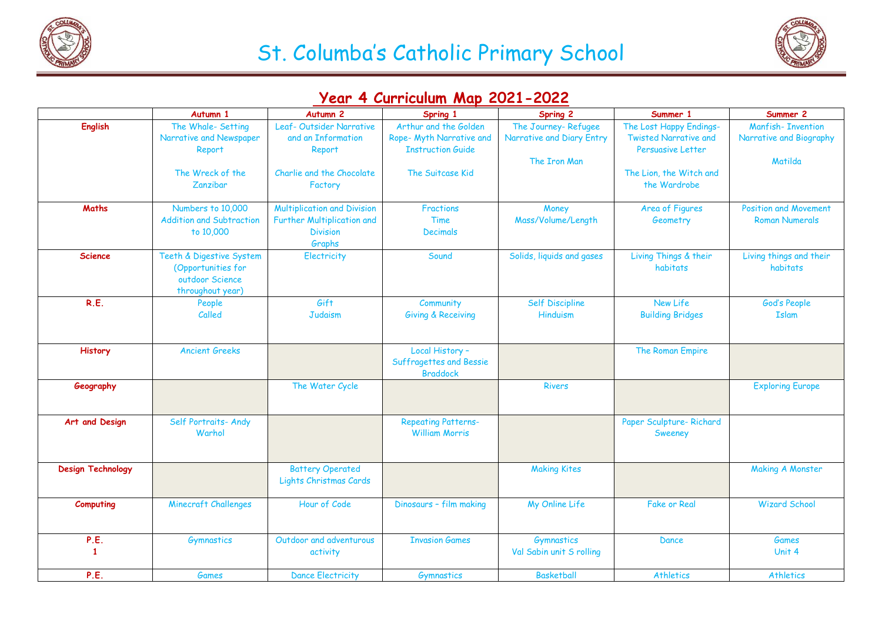# St. Columba's Catholic Primary School

## Year 4 Curriculum Map 2021-2022

| | Autumn 1 | Autumn 2 | Spring 1 | Spring 2 | Summer 1 | Summer 2 |
|---|---|---|---|---|---|---|
| **English** | The Whale- Setting Narrative and Newspaper Report<br><br>The Wreck of the Zanzibar | Leaf- Outsider Narrative and an Information Report<br><br>Charlie and the Chocolate Factory | Arthur and the Golden Rope- Myth Narrative and Instruction Guide<br><br>The Suitcase Kid | The Journey- Refugee Narrative and Diary Entry<br><br>The Iron Man | The Lost Happy Endings- Twisted Narrative and Persuasive Letter<br><br>The Lion, the Witch and the Wardrobe | Manfish- Invention Narrative and Biography<br><br>Matilda |
| **Maths** | Numbers to 10,000<br>Addition and Subtraction to 10,000 | Multiplication and Division<br>Further Multiplication and Division<br>Graphs | Fractions<br>Time<br>Decimals | Money<br>Mass/Volume/Length | Area of Figures<br>Geometry | Position and Movement<br>Roman Numerals |
| **Science** | Teeth & Digestive System (Opportunities for outdoor Science throughout year) | Electricity | Sound | Solids, liquids and gases | Living Things & their habitats | Living things and their habitats |
| **R.E.** | People<br>Called | Gift<br>Judaism | Community<br>Giving & Receiving | Self Discipline<br>Hinduism | New Life<br>Building Bridges | God's People<br>Islam |
| **History** | Ancient Greeks | | Local History – Suffragettes and Bessie Braddock | | The Roman Empire | |
| **Geography** | | The Water Cycle | | Rivers | | Exploring Europe |
| **Art and Design** | Self Portraits- Andy Warhol | | Repeating Patterns- William Morris | | Paper Sculpture- Richard Sweeney | |
| **Design Technology** | | Battery Operated Lights Christmas Cards | | Making Kites | | Making A Monster |
| **Computing** | Minecraft Challenges | Hour of Code | Dinosaurs – film making | My Online Life | Fake or Real | Wizard School |
| **P.E. 1** | Gymnastics | Outdoor and adventurous activity | Invasion Games | Gymnastics<br>Val Sabin unit S rolling | Dance | Games<br>Unit 4 |
| **P.E.** | Games | Dance Electricity | Gymnastics | Basketball | Athletics | Athletics |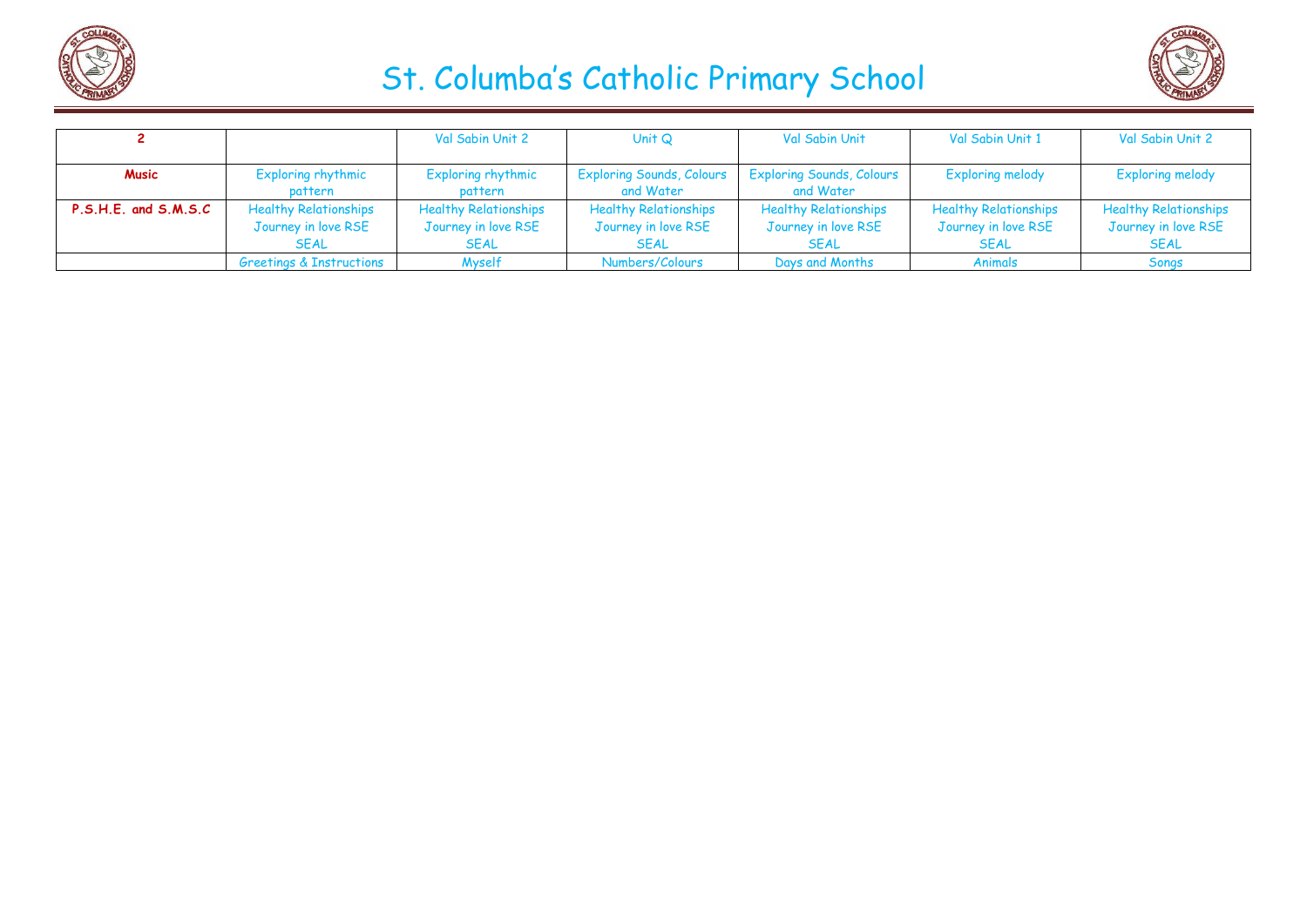# St. Columba's Catholic Primary School

| | | | | | | |
|---|---|---|---|---|---|---|
| **2** | | Val Sabin Unit 2 | Unit Q | Val Sabin Unit | Val Sabin Unit 1 | Val Sabin Unit 2 |
| **Music** | Exploring rhythmic pattern | Exploring rhythmic pattern | Exploring Sounds, Colours and Water | Exploring Sounds, Colours and Water | Exploring melody | Exploring melody |
| **P.S.H.E. and S.M.S.C** | Healthy Relationships Journey in love RSE SEAL | Healthy Relationships Journey in love RSE SEAL | Healthy Relationships Journey in love RSE SEAL | Healthy Relationships Journey in love RSE SEAL | Healthy Relationships Journey in love RSE SEAL | Healthy Relationships Journey in love RSE SEAL |
| | Greetings & Instructions | Myself | Numbers/Colours | Days and Months | Animals | Songs |